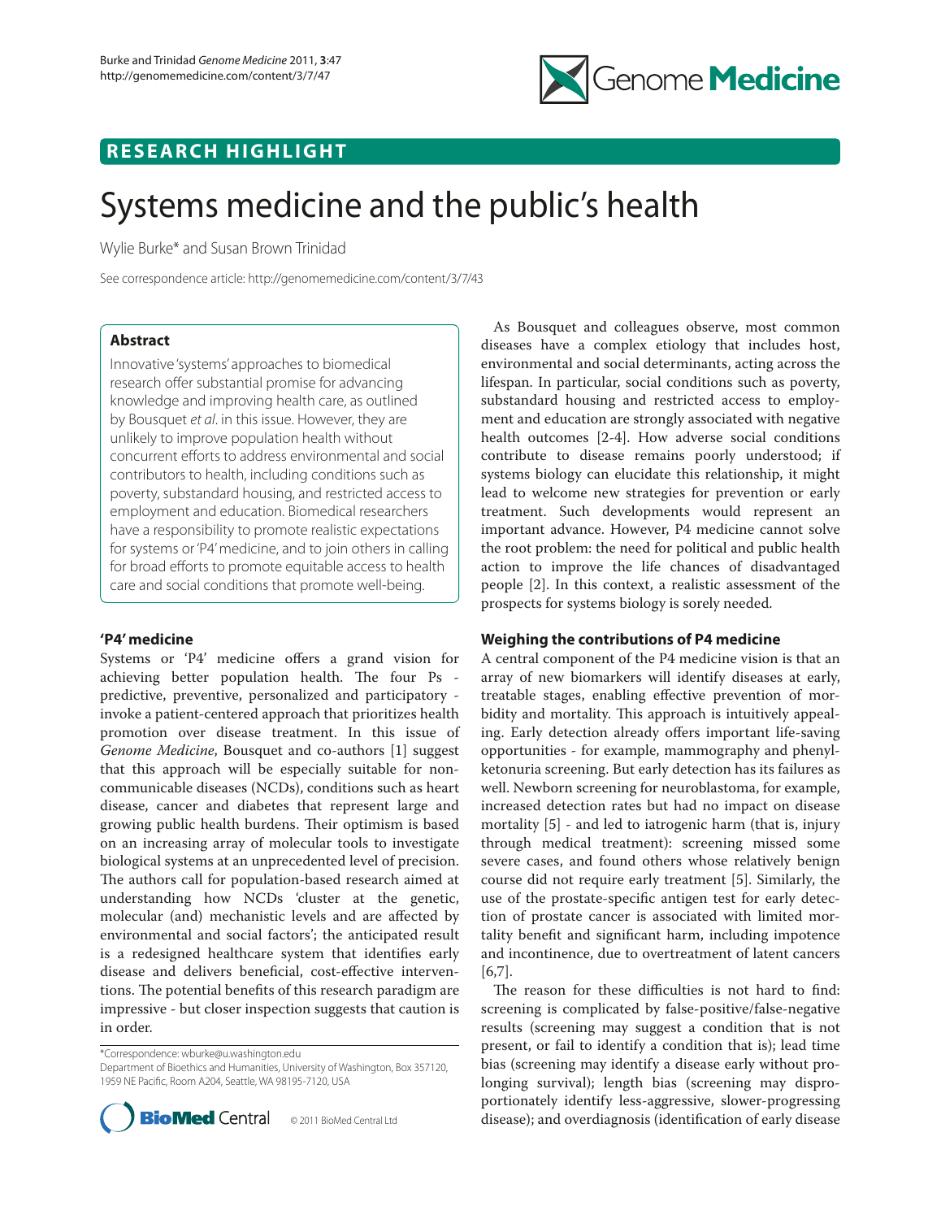RESEARCH HIGHLIGHT

# Systems medicine and the public's health

Wylie Burke* and Susan Brown Trinidad

See correspondence article: http://genomemedicine.com/content/3/7/43

## Abstract

Innovative 'systems' approaches to biomedical research offer substantial promise for advancing knowledge and improving health care, as outlined by Bousquet *et al*. in this issue. However, they are unlikely to improve population health without concurrent efforts to address environmental and social contributors to health, including conditions such as poverty, substandard housing, and restricted access to employment and education. Biomedical researchers have a responsibility to promote realistic expectations for systems or 'P4' medicine, and to join others in calling for broad efforts to promote equitable access to health care and social conditions that promote well-being.

## 'P4' medicine

Systems or 'P4' medicine offers a grand vision for achieving better population health. The four Ps - predictive, preventive, personalized and participatory - invoke a patient-centered approach that prioritizes health promotion over disease treatment. In this issue of *Genome Medicine*, Bousquet and co-authors [1] suggest that this approach will be especially suitable for non-communicable diseases (NCDs), conditions such as heart disease, cancer and diabetes that represent large and growing public health burdens. Their optimism is based on an increasing array of molecular tools to investigate biological systems at an unprecedented level of precision. The authors call for population-based research aimed at understanding how NCDs 'cluster at the genetic, molecular (and) mechanistic levels and are affected by environmental and social factors'; the anticipated result is a redesigned healthcare system that identifies early disease and delivers beneficial, cost-effective interventions. The potential benefits of this research paradigm are impressive - but closer inspection suggests that caution is in order.

As Bousquet and colleagues observe, most common diseases have a complex etiology that includes host, environmental and social determinants, acting across the lifespan. In particular, social conditions such as poverty, substandard housing and restricted access to employment and education are strongly associated with negative health outcomes [2-4]. How adverse social conditions contribute to disease remains poorly understood; if systems biology can elucidate this relationship, it might lead to welcome new strategies for prevention or early treatment. Such developments would represent an important advance. However, P4 medicine cannot solve the root problem: the need for political and public health action to improve the life chances of disadvantaged people [2]. In this context, a realistic assessment of the prospects for systems biology is sorely needed.

## Weighing the contributions of P4 medicine

A central component of the P4 medicine vision is that an array of new biomarkers will identify diseases at early, treatable stages, enabling effective prevention of morbidity and mortality. This approach is intuitively appealing. Early detection already offers important life-saving opportunities - for example, mammography and phenylketonuria screening. But early detection has its failures as well. Newborn screening for neuroblastoma, for example, increased detection rates but had no impact on disease mortality [5] - and led to iatrogenic harm (that is, injury through medical treatment): screening missed some severe cases, and found others whose relatively benign course did not require early treatment [5]. Similarly, the use of the prostate-specific antigen test for early detection of prostate cancer is associated with limited mortality benefit and significant harm, including impotence and incontinence, due to overtreatment of latent cancers [6,7].

The reason for these difficulties is not hard to find: screening is complicated by false-positive/false-negative results (screening may suggest a condition that is not present, or fail to identify a condition that is); lead time bias (screening may identify a disease early without prolonging survival); length bias (screening may disproportionately identify less-aggressive, slower-progressing disease); and overdiagnosis (identification of early disease

*Correspondence: wburke@u.washington.edu
Department of Bioethics and Humanities, University of Washington, Box 357120, 1959 NE Pacific, Room A204, Seattle, WA 98195-7120, USA

© 2011 BioMed Central Ltd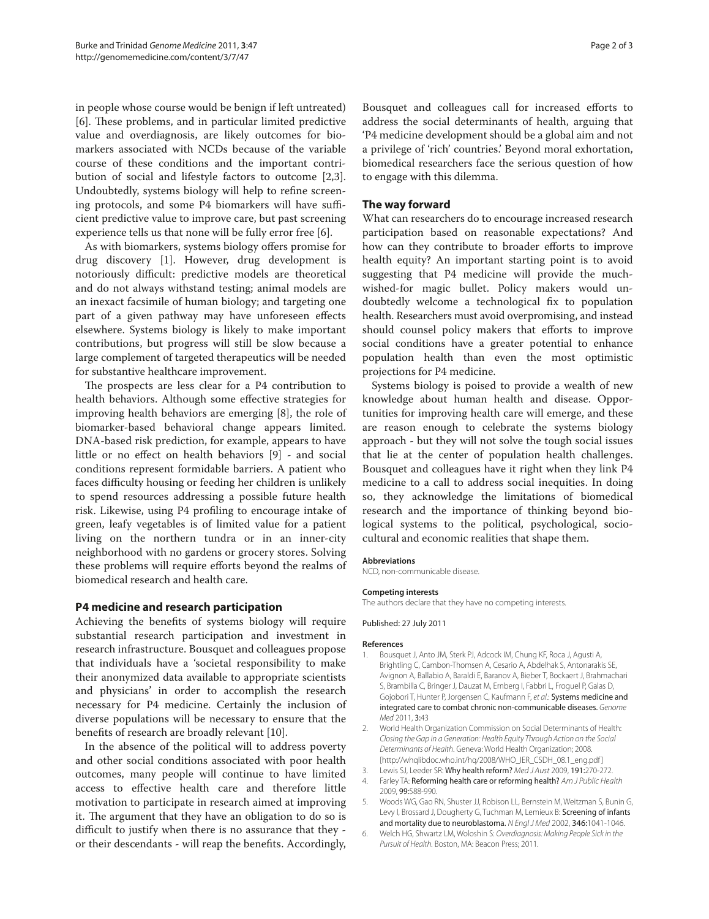in people whose course would be benign if left untreated) [6]. These problems, and in particular limited predictive value and overdiagnosis, are likely outcomes for biomarkers associated with NCDs because of the variable course of these conditions and the important contribution of social and lifestyle factors to outcome [2,3]. Undoubtedly, systems biology will help to refine screening protocols, and some P4 biomarkers will have sufficient predictive value to improve care, but past screening experience tells us that none will be fully error free [6].

As with biomarkers, systems biology offers promise for drug discovery [1]. However, drug development is notoriously difficult: predictive models are theoretical and do not always withstand testing; animal models are an inexact facsimile of human biology; and targeting one part of a given pathway may have unforeseen effects elsewhere. Systems biology is likely to make important contributions, but progress will still be slow because a large complement of targeted therapeutics will be needed for substantive healthcare improvement.

The prospects are less clear for a P4 contribution to health behaviors. Although some effective strategies for improving health behaviors are emerging [8], the role of biomarker-based behavioral change appears limited. DNA-based risk prediction, for example, appears to have little or no effect on health behaviors [9] - and social conditions represent formidable barriers. A patient who faces difficulty housing or feeding her children is unlikely to spend resources addressing a possible future health risk. Likewise, using P4 profiling to encourage intake of green, leafy vegetables is of limited value for a patient living on the northern tundra or in an inner-city neighborhood with no gardens or grocery stores. Solving these problems will require efforts beyond the realms of biomedical research and health care.

## P4 medicine and research participation

Achieving the benefits of systems biology will require substantial research participation and investment in research infrastructure. Bousquet and colleagues propose that individuals have a 'societal responsibility to make their anonymized data available to appropriate scientists and physicians' in order to accomplish the research necessary for P4 medicine. Certainly the inclusion of diverse populations will be necessary to ensure that the benefits of research are broadly relevant [10].

In the absence of the political will to address poverty and other social conditions associated with poor health outcomes, many people will continue to have limited access to effective health care and therefore little motivation to participate in research aimed at improving it. The argument that they have an obligation to do so is difficult to justify when there is no assurance that they - or their descendants - will reap the benefits. Accordingly, Bousquet and colleagues call for increased efforts to address the social determinants of health, arguing that 'P4 medicine development should be a global aim and not a privilege of 'rich' countries.' Beyond moral exhortation, biomedical researchers face the serious question of how to engage with this dilemma.

## The way forward

What can researchers do to encourage increased research participation based on reasonable expectations? And how can they contribute to broader efforts to improve health equity? An important starting point is to avoid suggesting that P4 medicine will provide the much-wished-for magic bullet. Policy makers would undoubtedly welcome a technological fix to population health. Researchers must avoid overpromising, and instead should counsel policy makers that efforts to improve social conditions have a greater potential to enhance population health than even the most optimistic projections for P4 medicine.

Systems biology is poised to provide a wealth of new knowledge about human health and disease. Opportunities for improving health care will emerge, and these are reason enough to celebrate the systems biology approach - but they will not solve the tough social issues that lie at the center of population health challenges. Bousquet and colleagues have it right when they link P4 medicine to a call to address social inequities. In doing so, they acknowledge the limitations of biomedical research and the importance of thinking beyond biological systems to the political, psychological, sociocultural and economic realities that shape them.

#### Abbreviations

NCD, non-communicable disease.

#### Competing interests

The authors declare that they have no competing interests.

Published: 27 July 2011

#### References

1. Bousquet J, Anto JM, Sterk PJ, Adcock IM, Chung KF, Roca J, Agusti A, Brightling C, Cambon-Thomsen A, Cesario A, Abdelhak S, Antonarakis SE, Avignon A, Ballabio A, Baraldi E, Baranov A, Bieber T, Bockaert J, Brahmachari S, Brambilla C, Bringer J, Dauzat M, Ernberg I, Fabbri L, Froguel P, Galas D, Gojobori T, Hunter P, Jorgensen C, Kaufmann F, *et al.*: Systems medicine and integrated care to combat chronic non-communicable diseases. *Genome Med* 2011, **3**:43
2. World Health Organization Commission on Social Determinants of Health: *Closing the Gap in a Generation: Health Equity Through Action on the Social Determinants of Health*. Geneva: World Health Organization; 2008. [http://whqlibdoc.who.int/hq/2008/WHO_IER_CSDH_08.1_eng.pdf]
3. Lewis SJ, Leeder SR: Why health reform? *Med J Aust* 2009, **191**:270-272.
4. Farley TA: Reforming health care or reforming health? *Am J Public Health* 2009, **99**:588-990.
5. Woods WG, Gao RN, Shuster JJ, Robison LL, Bernstein M, Weitzman S, Bunin G, Levy I, Brossard J, Dougherty G, Tuchman M, Lemieux B: Screening of infants and mortality due to neuroblastoma. *N Engl J Med* 2002, **346**:1041-1046.
6. Welch HG, Shwartz LM, Woloshin S: *Overdiagnosis: Making People Sick in the Pursuit of Health*. Boston, MA: Beacon Press; 2011.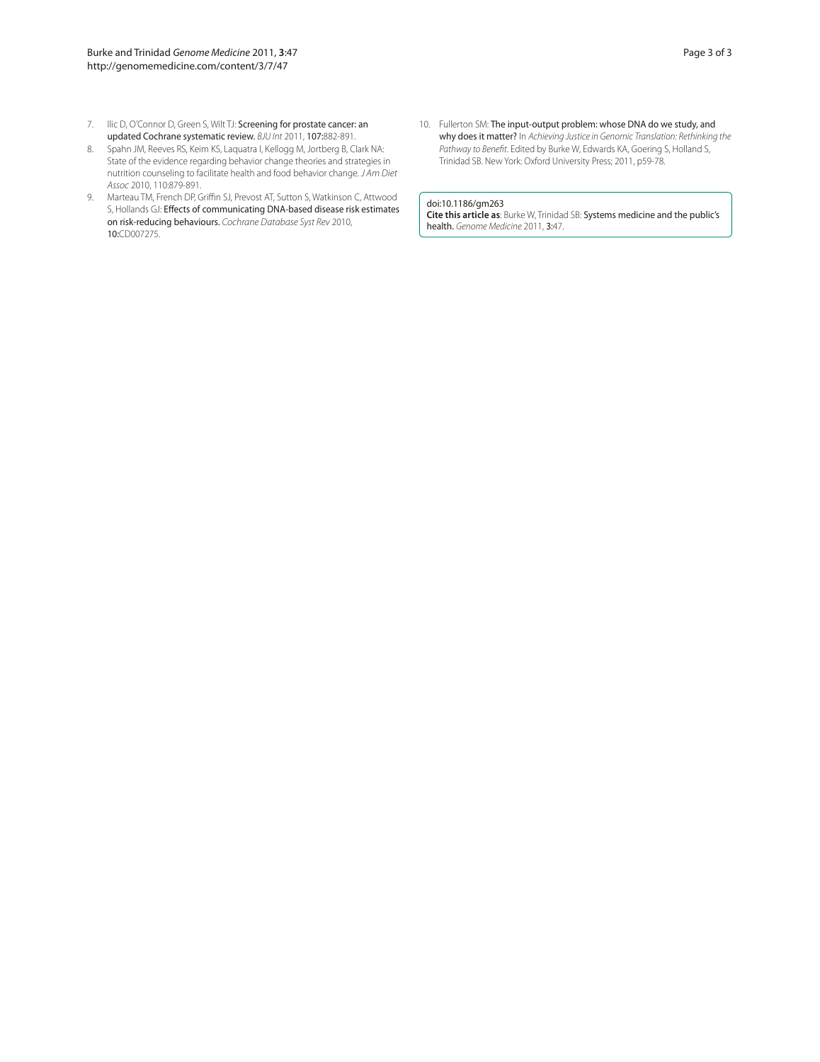7. Ilic D, O'Connor D, Green S, Wilt TJ: **Screening for prostate cancer: an updated Cochrane systematic review.** *BJU Int* 2011, **107:**882-891.
8. Spahn JM, Reeves RS, Keim KS, Laquatra I, Kellogg M, Jortberg B, Clark NA: State of the evidence regarding behavior change theories and strategies in nutrition counseling to facilitate health and food behavior change. *J Am Diet Assoc* 2010, 110:879-891.
9. Marteau TM, French DP, Griffin SJ, Prevost AT, Sutton S, Watkinson C, Attwood S, Hollands GJ: **Effects of communicating DNA-based disease risk estimates on risk-reducing behaviours.** *Cochrane Database Syst Rev* 2010, **10:**CD007275.
10. Fullerton SM: **The input-output problem: whose DNA do we study, and why does it matter?** In *Achieving Justice in Genomic Translation: Rethinking the Pathway to Benefit*. Edited by Burke W, Edwards KA, Goering S, Holland S, Trinidad SB. New York: Oxford University Press; 2011, p59-78.

doi:10.1186/gm263
**Cite this article as**: Burke W, Trinidad SB: **Systems medicine and the public's health.** *Genome Medicine* 2011, **3:**47.